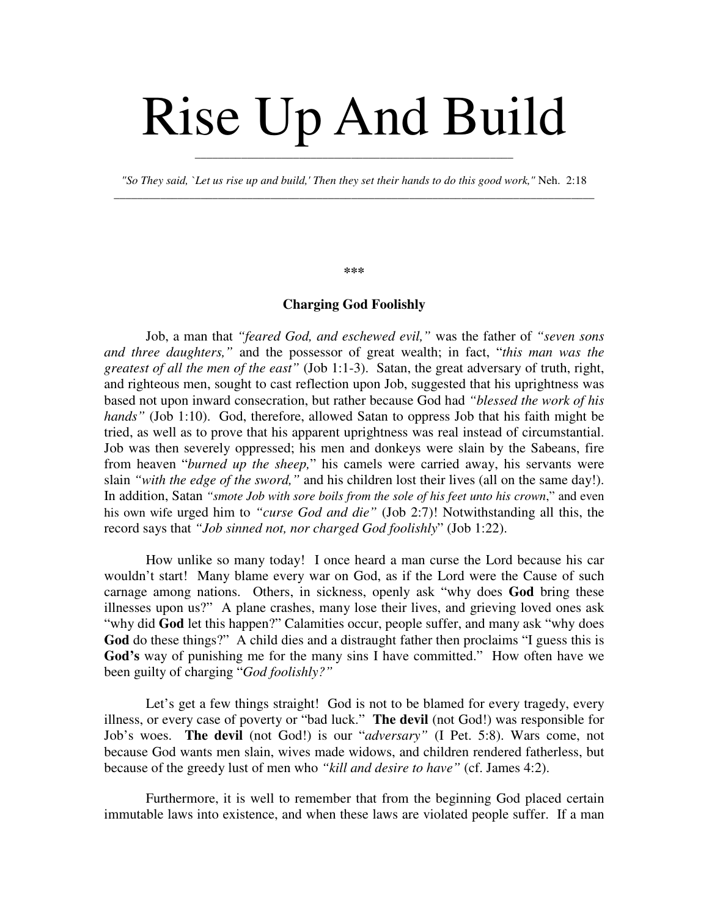// Rise Up And Build

*"So They said, `Let us rise up and build,' Then they set their hands to do this good work,"* Neh. 2:18

\*\*\*

## Charging God Foolishly

Job, a man that *"feared God, and eschewed evil,"* was the father of *"seven sons and three daughters,"* and the possessor of great wealth; in fact, "*this man was the greatest of all the men of the east"* (Job 1:1-3). Satan, the great adversary of truth, right, and righteous men, sought to cast reflection upon Job, suggested that his uprightness was based not upon inward consecration, but rather because God had *"blessed the work of his hands"* (Job 1:10). God, therefore, allowed Satan to oppress Job that his faith might be tried, as well as to prove that his apparent uprightness was real instead of circumstantial. Job was then severely oppressed; his men and donkeys were slain by the Sabeans, fire from heaven "*burned up the sheep,*" his camels were carried away, his servants were slain *"with the edge of the sword,"* and his children lost their lives (all on the same day!). In addition, Satan *"smote Job with sore boils from the sole of his feet unto his crown*," and even his own wife urged him to *"curse God and die"* (Job 2:7)! Notwithstanding all this, the record says that *"Job sinned not, nor charged God foolishly*" (Job 1:22).

How unlike so many today! I once heard a man curse the Lord because his car wouldn't start! Many blame every war on God, as if the Lord were the Cause of such carnage among nations. Others, in sickness, openly ask "why does **God** bring these illnesses upon us?" A plane crashes, many lose their lives, and grieving loved ones ask "why did **God** let this happen?" Calamities occur, people suffer, and many ask "why does **God** do these things?" A child dies and a distraught father then proclaims "I guess this is **God's** way of punishing me for the many sins I have committed." How often have we been guilty of charging "*God foolishly?"*

Let's get a few things straight! God is not to be blamed for every tragedy, every illness, or every case of poverty or "bad luck." **The devil** (not God!) was responsible for Job's woes. **The devil** (not God!) is our "*adversary"* (I Pet. 5:8). Wars come, not because God wants men slain, wives made widows, and children rendered fatherless, but because of the greedy lust of men who *"kill and desire to have"* (cf. James 4:2).

Furthermore, it is well to remember that from the beginning God placed certain immutable laws into existence, and when these laws are violated people suffer. If a man

# Rise Up And Build

*"So They said, `Let us rise up and build,' Then they set their hands to do this good work,"* Neh. 2:18

\*\*\*

## Charging God Foolishly

Job, a man that *"feared God, and eschewed evil,"* was the father of *"seven sons and three daughters,"* and the possessor of great wealth; in fact, "*this man was the greatest of all the men of the east"* (Job 1:1-3). Satan, the great adversary of truth, right, and righteous men, sought to cast reflection upon Job, suggested that his uprightness was based not upon inward consecration, but rather because God had *"blessed the work of his hands"* (Job 1:10). God, therefore, allowed Satan to oppress Job that his faith might be tried, as well as to prove that his apparent uprightness was real instead of circumstantial. Job was then severely oppressed; his men and donkeys were slain by the Sabeans, fire from heaven "*burned up the sheep,*" his camels were carried away, his servants were slain *"with the edge of the sword,"* and his children lost their lives (all on the same day!). In addition, Satan *"smote Job with sore boils from the sole of his feet unto his crown*," and even his own wife urged him to *"curse God and die"* (Job 2:7)! Notwithstanding all this, the record says that *"Job sinned not, nor charged God foolishly*" (Job 1:22).

How unlike so many today! I once heard a man curse the Lord because his car wouldn't start! Many blame every war on God, as if the Lord were the Cause of such carnage among nations. Others, in sickness, openly ask "why does **God** bring these illnesses upon us?" A plane crashes, many lose their lives, and grieving loved ones ask "why did **God** let this happen?" Calamities occur, people suffer, and many ask "why does **God** do these things?" A child dies and a distraught father then proclaims "I guess this is **God's** way of punishing me for the many sins I have committed." How often have we been guilty of charging "*God foolishly?"*

Let's get a few things straight! God is not to be blamed for every tragedy, every illness, or every case of poverty or "bad luck." **The devil** (not God!) was responsible for Job's woes. **The devil** (not God!) is our "*adversary"* (I Pet. 5:8). Wars come, not because God wants men slain, wives made widows, and children rendered fatherless, but because of the greedy lust of men who *"kill and desire to have"* (cf. James 4:2).

Furthermore, it is well to remember that from the beginning God placed certain immutable laws into existence, and when these laws are violated people suffer. If a man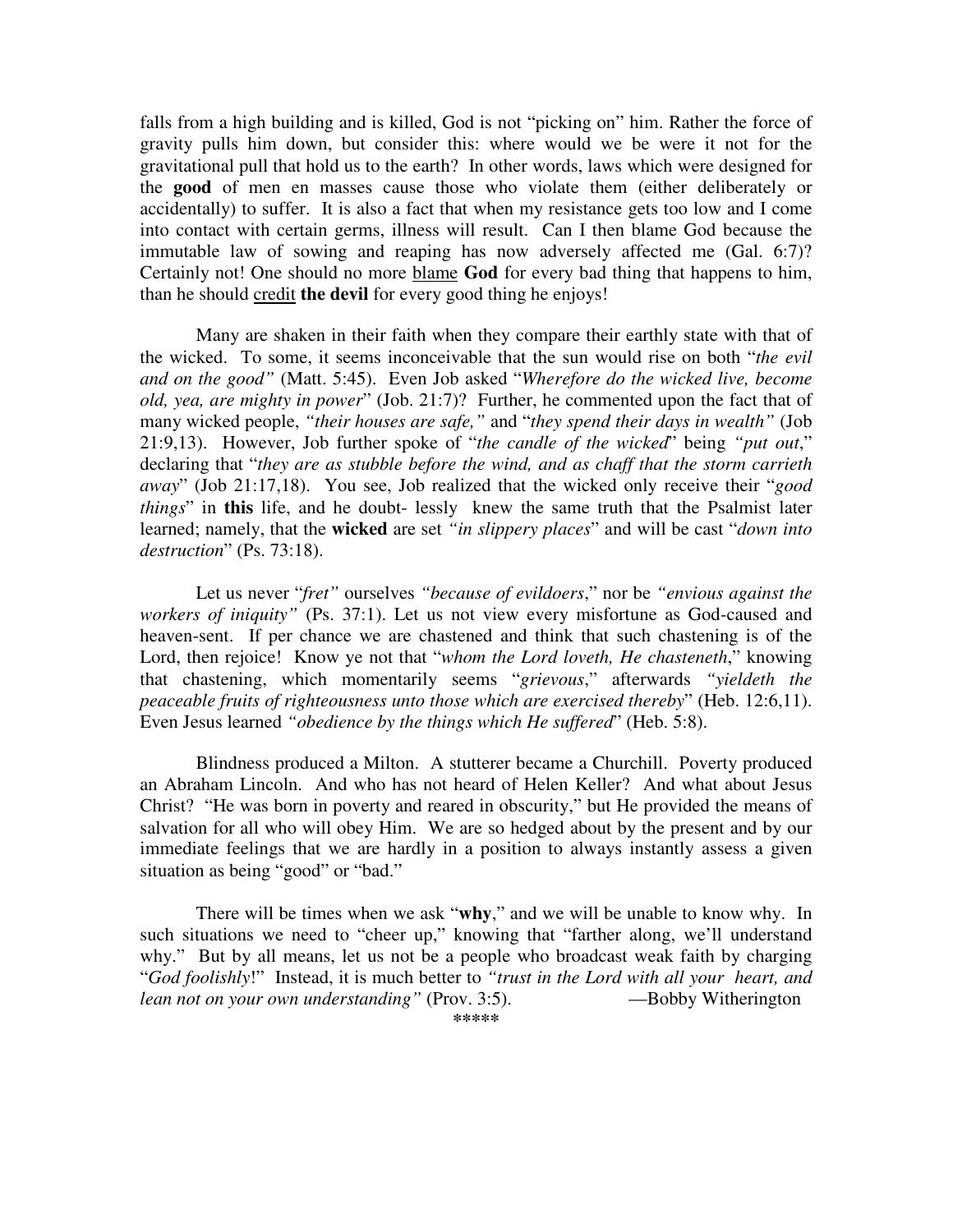falls from a high building and is killed, God is not "picking on" him. Rather the force of gravity pulls him down, but consider this: where would we be were it not for the gravitational pull that hold us to the earth? In other words, laws which were designed for the **good** of men en masses cause those who violate them (either deliberately or accidentally) to suffer. It is also a fact that when my resistance gets too low and I come into contact with certain germs, illness will result. Can I then blame God because the immutable law of sowing and reaping has now adversely affected me (Gal. 6:7)? Certainly not! One should no more <u>blame</u> **God** for every bad thing that happens to him, than he should <u>credit</u> **the devil** for every good thing he enjoys!

Many are shaken in their faith when they compare their earthly state with that of the wicked. To some, it seems inconceivable that the sun would rise on both "*the evil and on the good*" (Matt. 5:45). Even Job asked "*Wherefore do the wicked live, become old, yea, are mighty in power*" (Job. 21:7)? Further, he commented upon the fact that of many wicked people, *"their houses are safe,"* and "*they spend their days in wealth"* (Job 21:9,13). However, Job further spoke of "*the candle of the wicked*" being *"put out*," declaring that "*they are as stubble before the wind, and as chaff that the storm carrieth away*" (Job 21:17,18). You see, Job realized that the wicked only receive their "*good things*" in **this** life, and he doubt- lessly knew the same truth that the Psalmist later learned; namely, that the **wicked** are set *"in slippery places*" and will be cast "*down into destruction*" (Ps. 73:18).

Let us never "*fret"* ourselves *"because of evildoers*," nor be *"envious against the workers of iniquity"* (Ps. 37:1). Let us not view every misfortune as God-caused and heaven-sent. If per chance we are chastened and think that such chastening is of the Lord, then rejoice! Know ye not that "*whom the Lord loveth, He chasteneth*," knowing that chastening, which momentarily seems "*grievous*," afterwards *"yieldeth the peaceable fruits of righteousness unto those which are exercised thereby*" (Heb. 12:6,11). Even Jesus learned *"obedience by the things which He suffered*" (Heb. 5:8).

Blindness produced a Milton. A stutterer became a Churchill. Poverty produced an Abraham Lincoln. And who has not heard of Helen Keller? And what about Jesus Christ? "He was born in poverty and reared in obscurity," but He provided the means of salvation for all who will obey Him. We are so hedged about by the present and by our immediate feelings that we are hardly in a position to always instantly assess a given situation as being "good" or "bad."

There will be times when we ask "**why**," and we will be unable to know why. In such situations we need to "cheer up," knowing that "farther along, we'll understand why." But by all means, let us not be a people who broadcast weak faith by charging "*God foolishly*!" Instead, it is much better to *"trust in the Lord with all your heart, and lean not on your own understanding"* (Prov. 3:5). —Bobby Witherington

\*\*\*\*\*